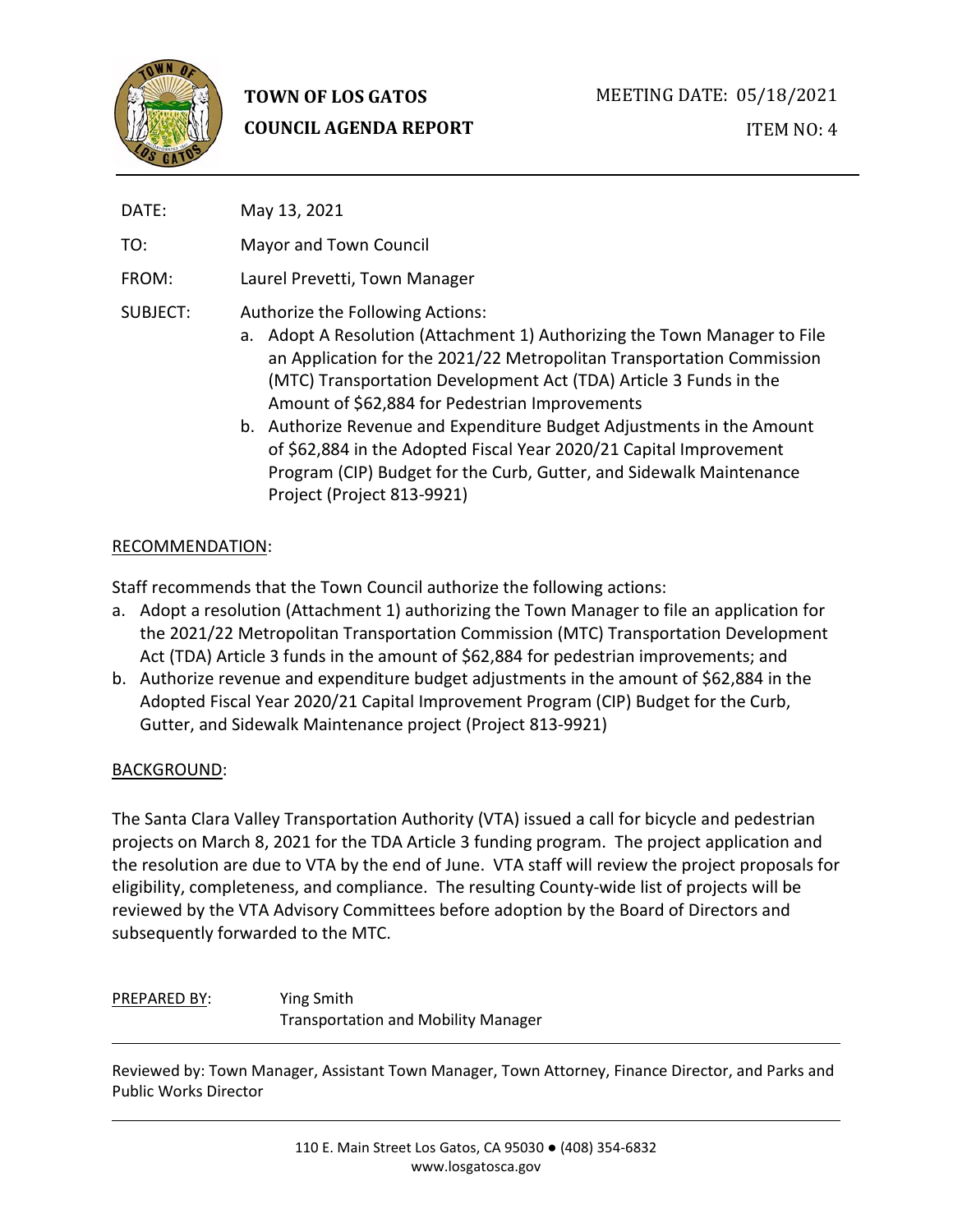**TOWN OF LOS GATOS**
**COUNCIL AGENDA REPORT**

MEETING DATE: 05/18/2021

ITEM NO: 4

DATE: May 13, 2021

TO: Mayor and Town Council

FROM: Laurel Prevetti, Town Manager

SUBJECT: Authorize the Following Actions:

a. Adopt A Resolution (Attachment 1) Authorizing the Town Manager to File an Application for the 2021/22 Metropolitan Transportation Commission (MTC) Transportation Development Act (TDA) Article 3 Funds in the Amount of $62,884 for Pedestrian Improvements
b. Authorize Revenue and Expenditure Budget Adjustments in the Amount of $62,884 in the Adopted Fiscal Year 2020/21 Capital Improvement Program (CIP) Budget for the Curb, Gutter, and Sidewalk Maintenance Project (Project 813-9921)

## RECOMMENDATION:

Staff recommends that the Town Council authorize the following actions:

a. Adopt a resolution (Attachment 1) authorizing the Town Manager to file an application for the 2021/22 Metropolitan Transportation Commission (MTC) Transportation Development Act (TDA) Article 3 funds in the amount of $62,884 for pedestrian improvements; and
b. Authorize revenue and expenditure budget adjustments in the amount of $62,884 in the Adopted Fiscal Year 2020/21 Capital Improvement Program (CIP) Budget for the Curb, Gutter, and Sidewalk Maintenance project (Project 813-9921)

## BACKGROUND:

The Santa Clara Valley Transportation Authority (VTA) issued a call for bicycle and pedestrian projects on March 8, 2021 for the TDA Article 3 funding program. The project application and the resolution are due to VTA by the end of June. VTA staff will review the project proposals for eligibility, completeness, and compliance. The resulting County-wide list of projects will be reviewed by the VTA Advisory Committees before adoption by the Board of Directors and subsequently forwarded to the MTC.

PREPARED BY: Ying Smith
Transportation and Mobility Manager

Reviewed by: Town Manager, Assistant Town Manager, Town Attorney, Finance Director, and Parks and Public Works Director

110 E. Main Street Los Gatos, CA 95030 ● (408) 354-6832
www.losgatosca.gov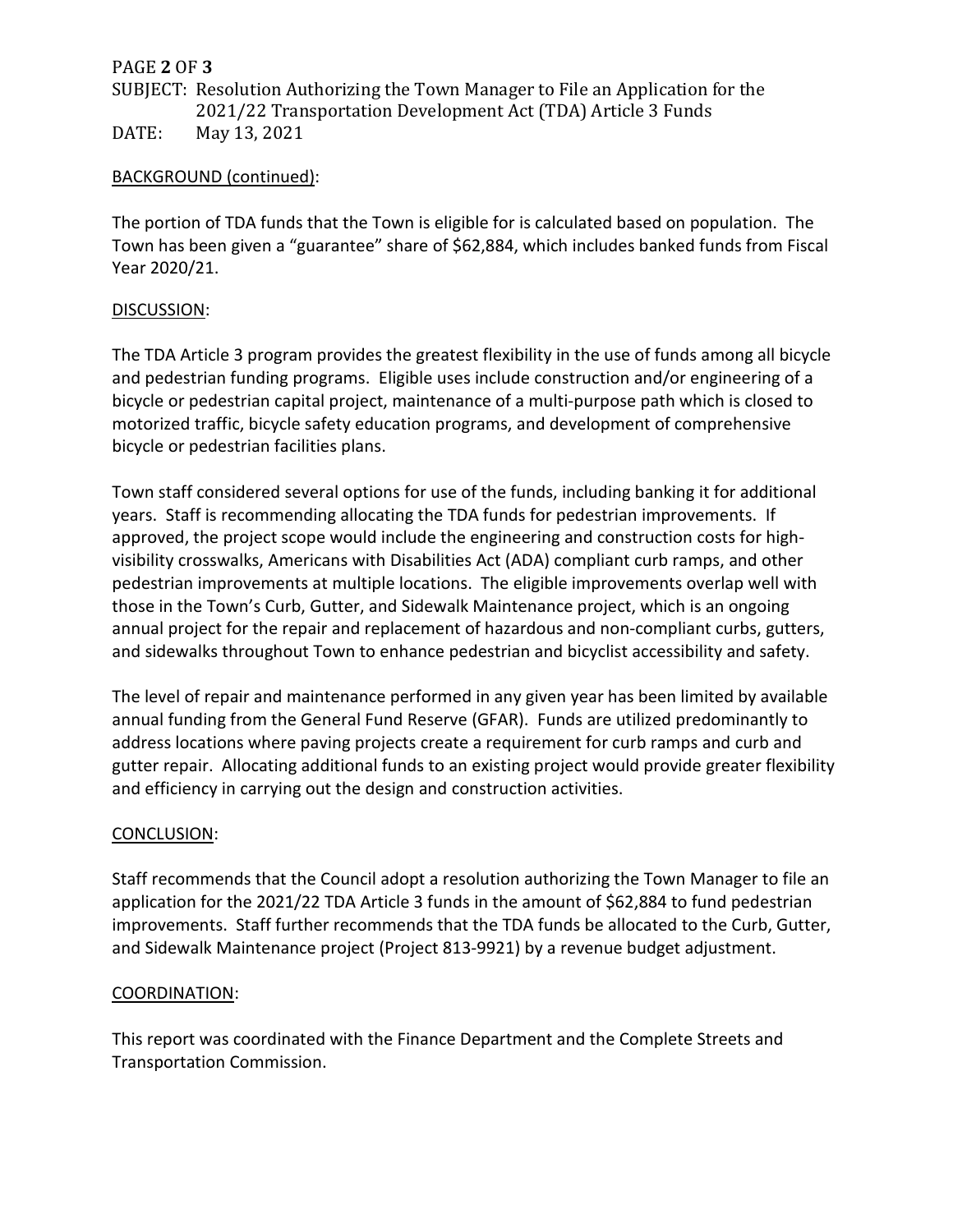## BACKGROUND (continued):

The portion of TDA funds that the Town is eligible for is calculated based on population. The Town has been given a "guarantee" share of $62,884, which includes banked funds from Fiscal Year 2020/21.

## DISCUSSION:

The TDA Article 3 program provides the greatest flexibility in the use of funds among all bicycle and pedestrian funding programs. Eligible uses include construction and/or engineering of a bicycle or pedestrian capital project, maintenance of a multi-purpose path which is closed to motorized traffic, bicycle safety education programs, and development of comprehensive bicycle or pedestrian facilities plans.

Town staff considered several options for use of the funds, including banking it for additional years. Staff is recommending allocating the TDA funds for pedestrian improvements. If approved, the project scope would include the engineering and construction costs for high-visibility crosswalks, Americans with Disabilities Act (ADA) compliant curb ramps, and other pedestrian improvements at multiple locations. The eligible improvements overlap well with those in the Town's Curb, Gutter, and Sidewalk Maintenance project, which is an ongoing annual project for the repair and replacement of hazardous and non-compliant curbs, gutters, and sidewalks throughout Town to enhance pedestrian and bicyclist accessibility and safety.

The level of repair and maintenance performed in any given year has been limited by available annual funding from the General Fund Reserve (GFAR). Funds are utilized predominantly to address locations where paving projects create a requirement for curb ramps and curb and gutter repair. Allocating additional funds to an existing project would provide greater flexibility and efficiency in carrying out the design and construction activities.

## CONCLUSION:

Staff recommends that the Council adopt a resolution authorizing the Town Manager to file an application for the 2021/22 TDA Article 3 funds in the amount of $62,884 to fund pedestrian improvements. Staff further recommends that the TDA funds be allocated to the Curb, Gutter, and Sidewalk Maintenance project (Project 813-9921) by a revenue budget adjustment.

## COORDINATION:

This report was coordinated with the Finance Department and the Complete Streets and Transportation Commission.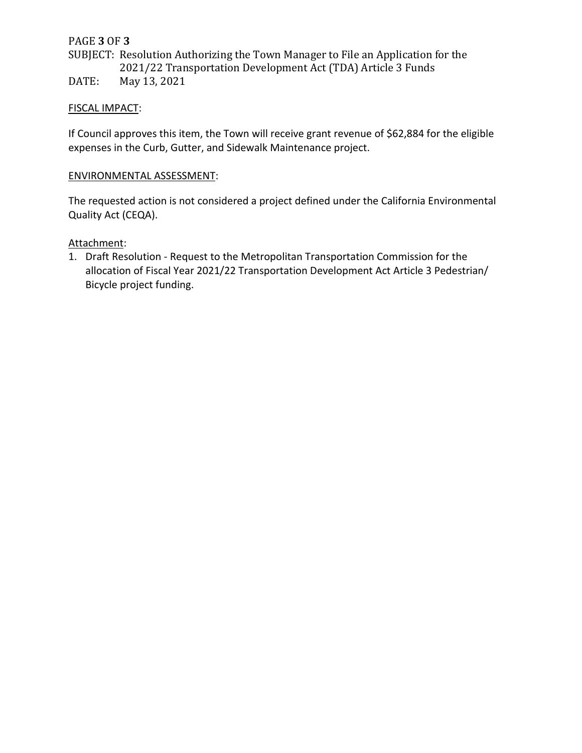SUBJECT: Resolution Authorizing the Town Manager to File an Application for the 2021/22 Transportation Development Act (TDA) Article 3 Funds

DATE: May 13, 2021

FISCAL IMPACT:

If Council approves this item, the Town will receive grant revenue of $62,884 for the eligible expenses in the Curb, Gutter, and Sidewalk Maintenance project.

ENVIRONMENTAL ASSESSMENT:

The requested action is not considered a project defined under the California Environmental Quality Act (CEQA).

Attachment:

1. Draft Resolution - Request to the Metropolitan Transportation Commission for the allocation of Fiscal Year 2021/22 Transportation Development Act Article 3 Pedestrian/ Bicycle project funding.